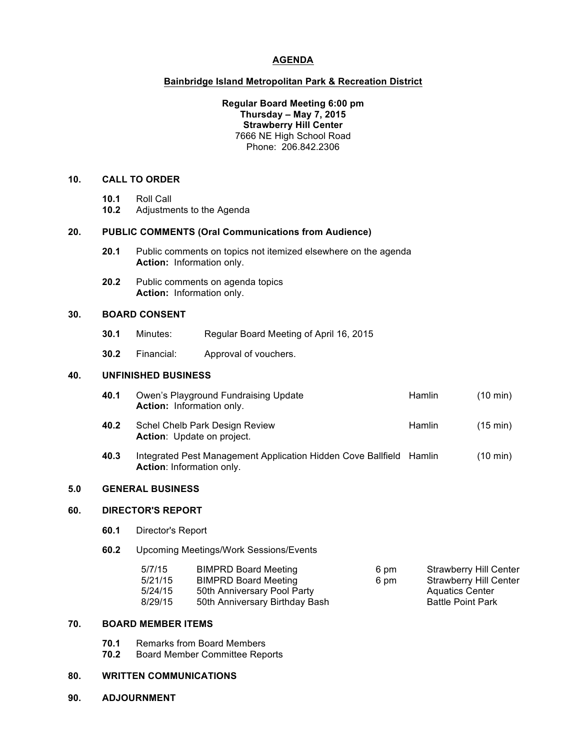# AGENDA

## Bainbridge Island Metropolitan Park & Recreation District

**Regular Board Meeting 6:00 pm**
**Thursday – May 7, 2015**
**Strawberry Hill Center**
7666 NE High School Road
Phone: 206.842.2306

### 10. CALL TO ORDER

- **10.1** Roll Call
- **10.2** Adjustments to the Agenda

### 20. PUBLIC COMMENTS (Oral Communications from Audience)

- **20.1** Public comments on topics not itemized elsewhere on the agenda
  **Action:** Information only.
- **20.2** Public comments on agenda topics
  **Action:** Information only.

### 30. BOARD CONSENT

- **30.1** Minutes: Regular Board Meeting of April 16, 2015
- **30.2** Financial: Approval of vouchers.

### 40. UNFINISHED BUSINESS

| | Item | Presenter | Time |
|---|---|---|---|
| **40.1** | Owen's Playground Fundraising Update<br>**Action:** Information only. | Hamlin | (10 min) |
| **40.2** | Schel Chelb Park Design Review<br>**Action**: Update on project. | Hamlin | (15 min) |
| **40.3** | Integrated Pest Management Application Hidden Cove Ballfield<br>**Action**: Information only. | Hamlin | (10 min) |

### 5.0 GENERAL BUSINESS

### 60. DIRECTOR'S REPORT

- **60.1** Director's Report
- **60.2** Upcoming Meetings/Work Sessions/Events

| Date | Event | Time | Location |
|---|---|---|---|
| 5/7/15 | BIMPRD Board Meeting | 6 pm | Strawberry Hill Center |
| 5/21/15 | BIMPRD Board Meeting | 6 pm | Strawberry Hill Center |
| 5/24/15 | 50th Anniversary Pool Party | | Aquatics Center |
| 8/29/15 | 50th Anniversary Birthday Bash | | Battle Point Park |

### 70. BOARD MEMBER ITEMS

- **70.1** Remarks from Board Members
- **70.2** Board Member Committee Reports

### 80. WRITTEN COMMUNICATIONS

### 90. ADJOURNMENT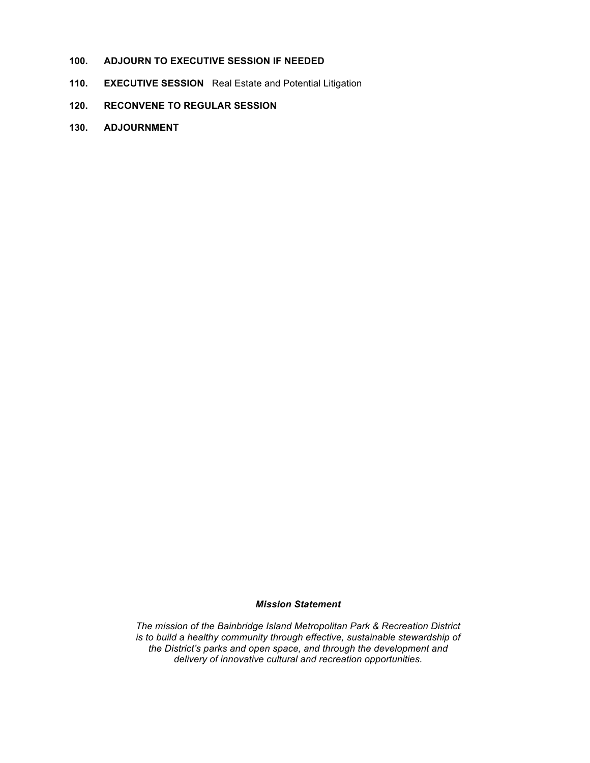**100. ADJOURN TO EXECUTIVE SESSION IF NEEDED**

**110. EXECUTIVE SESSION** Real Estate and Potential Litigation

**120. RECONVENE TO REGULAR SESSION**

**130. ADJOURNMENT**

***Mission Statement***

*The mission of the Bainbridge Island Metropolitan Park & Recreation District is to build a healthy community through effective, sustainable stewardship of the District's parks and open space, and through the development and delivery of innovative cultural and recreation opportunities.*